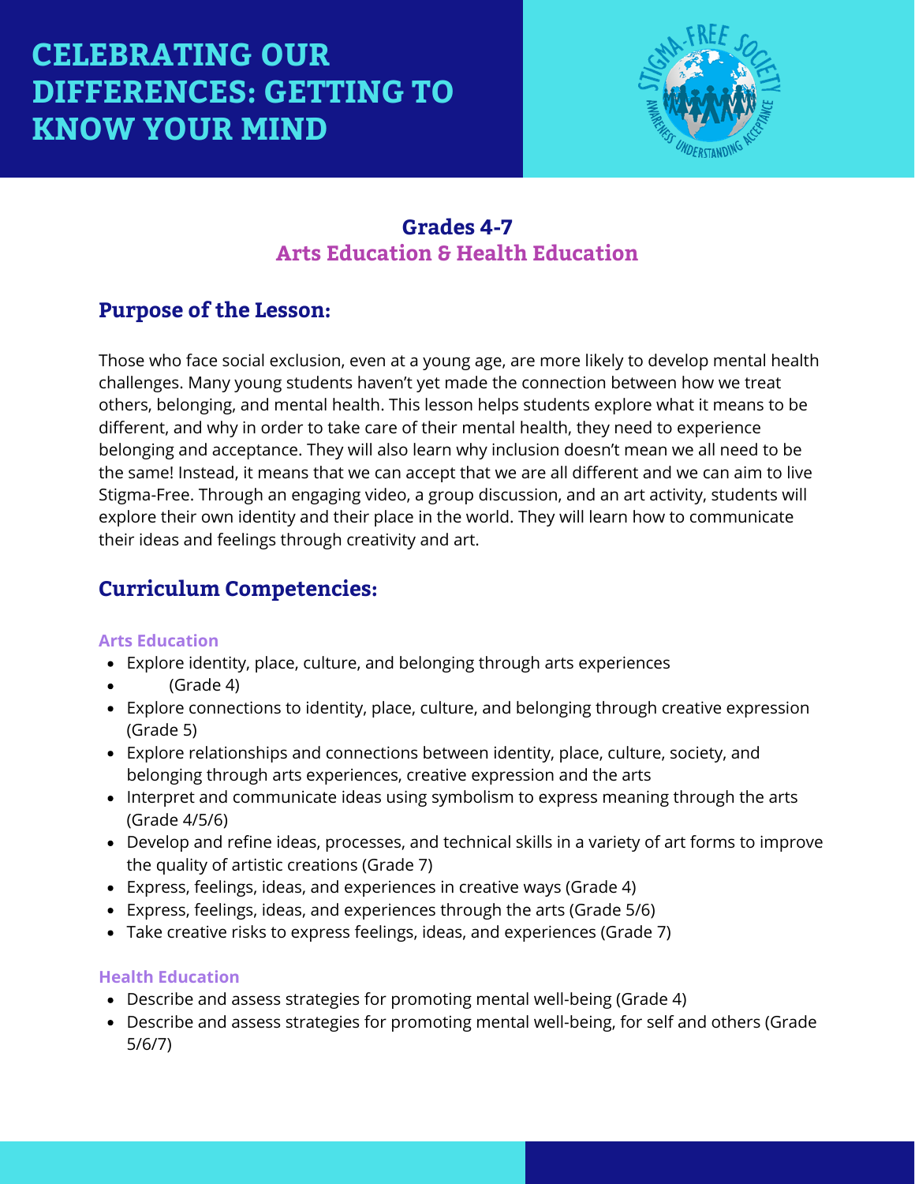# CELEBRATING OUR DIFFERENCES: GETTING TO KNOW YOUR MIND

**Grades 4-7**
**Arts Education & Health Education**

## Purpose of the Lesson:

Those who face social exclusion, even at a young age, are more likely to develop mental health challenges. Many young students haven't yet made the connection between how we treat others, belonging, and mental health. This lesson helps students explore what it means to be different, and why in order to take care of their mental health, they need to experience belonging and acceptance. They will also learn why inclusion doesn't mean we all need to be the same! Instead, it means that we can accept that we are all different and we can aim to live Stigma-Free. Through an engaging video, a group discussion, and an art activity, students will explore their own identity and their place in the world. They will learn how to communicate their ideas and feelings through creativity and art.

## Curriculum Competencies:

### Arts Education

- Explore identity, place, culture, and belonging through arts experiences
- (Grade 4)
- Explore connections to identity, place, culture, and belonging through creative expression (Grade 5)
- Explore relationships and connections between identity, place, culture, society, and belonging through arts experiences, creative expression and the arts
- Interpret and communicate ideas using symbolism to express meaning through the arts (Grade 4/5/6)
- Develop and refine ideas, processes, and technical skills in a variety of art forms to improve the quality of artistic creations (Grade 7)
- Express, feelings, ideas, and experiences in creative ways (Grade 4)
- Express, feelings, ideas, and experiences through the arts (Grade 5/6)
- Take creative risks to express feelings, ideas, and experiences (Grade 7)

### Health Education

- Describe and assess strategies for promoting mental well-being (Grade 4)
- Describe and assess strategies for promoting mental well-being, for self and others (Grade 5/6/7)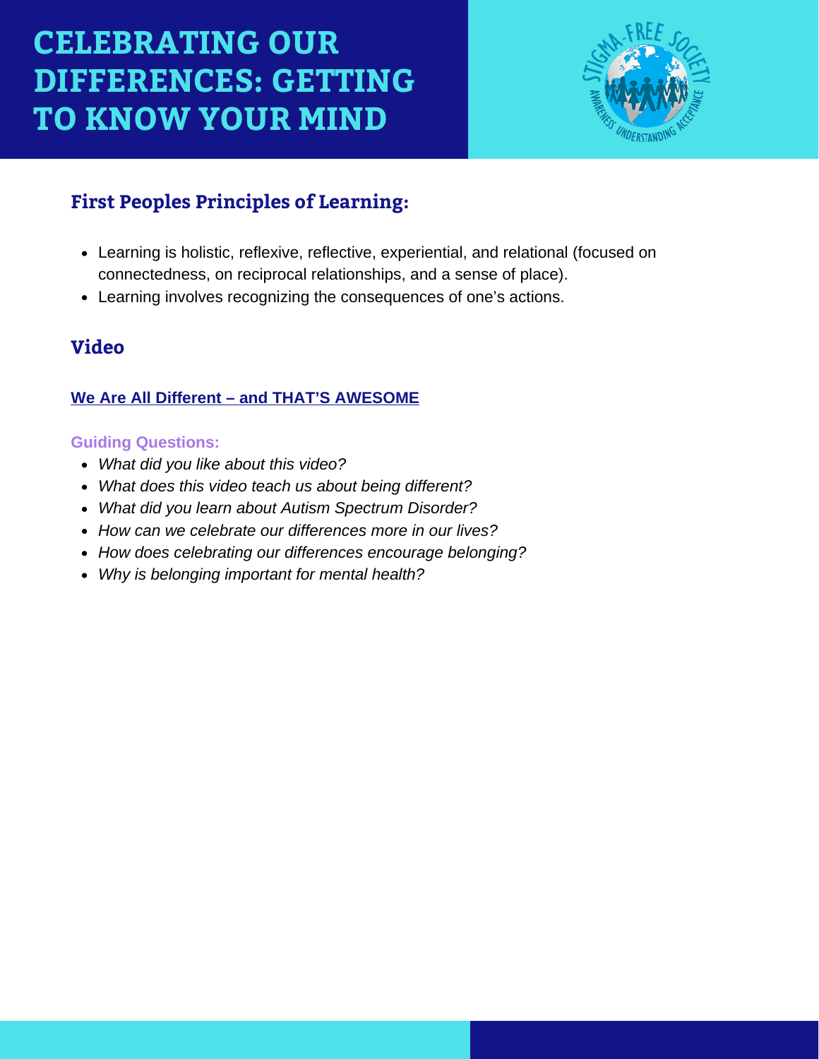# CELEBRATING OUR DIFFERENCES: GETTING TO KNOW YOUR MIND

## First Peoples Principles of Learning:

- Learning is holistic, reflexive, reflective, experiential, and relational (focused on connectedness, on reciprocal relationships, and a sense of place).
- Learning involves recognizing the consequences of one's actions.

## Video

**We Are All Different – and THAT'S AWESOME**

**Guiding Questions:**

- *What did you like about this video?*
- *What does this video teach us about being different?*
- *What did you learn about Autism Spectrum Disorder?*
- *How can we celebrate our differences more in our lives?*
- *How does celebrating our differences encourage belonging?*
- *Why is belonging important for mental health?*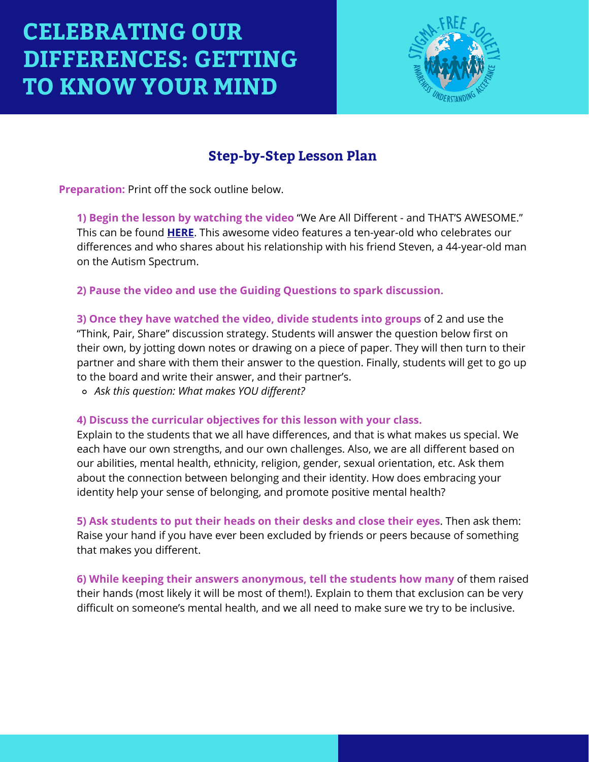# CELEBRATING OUR DIFFERENCES: GETTING TO KNOW YOUR MIND

## Step-by-Step Lesson Plan

**Preparation:** Print off the sock outline below.

**1) Begin the lesson by watching the video** "We Are All Different - and THAT'S AWESOME." This can be found **HERE**. This awesome video features a ten-year-old who celebrates our differences and who shares about his relationship with his friend Steven, a 44-year-old man on the Autism Spectrum.

**2) Pause the video and use the Guiding Questions to spark discussion.**

**3) Once they have watched the video, divide students into groups** of 2 and use the "Think, Pair, Share" discussion strategy. Students will answer the question below first on their own, by jotting down notes or drawing on a piece of paper. They will then turn to their partner and share with them their answer to the question. Finally, students will get to go up to the board and write their answer, and their partner's.

- *Ask this question: What makes YOU different?*

**4) Discuss the curricular objectives for this lesson with your class.**
Explain to the students that we all have differences, and that is what makes us special. We each have our own strengths, and our own challenges. Also, we are all different based on our abilities, mental health, ethnicity, religion, gender, sexual orientation, etc. Ask them about the connection between belonging and their identity. How does embracing your identity help your sense of belonging, and promote positive mental health?

**5) Ask students to put their heads on their desks and close their eyes.** Then ask them: Raise your hand if you have ever been excluded by friends or peers because of something that makes you different.

**6) While keeping their answers anonymous, tell the students how many** of them raised their hands (most likely it will be most of them!). Explain to them that exclusion can be very difficult on someone's mental health, and we all need to make sure we try to be inclusive.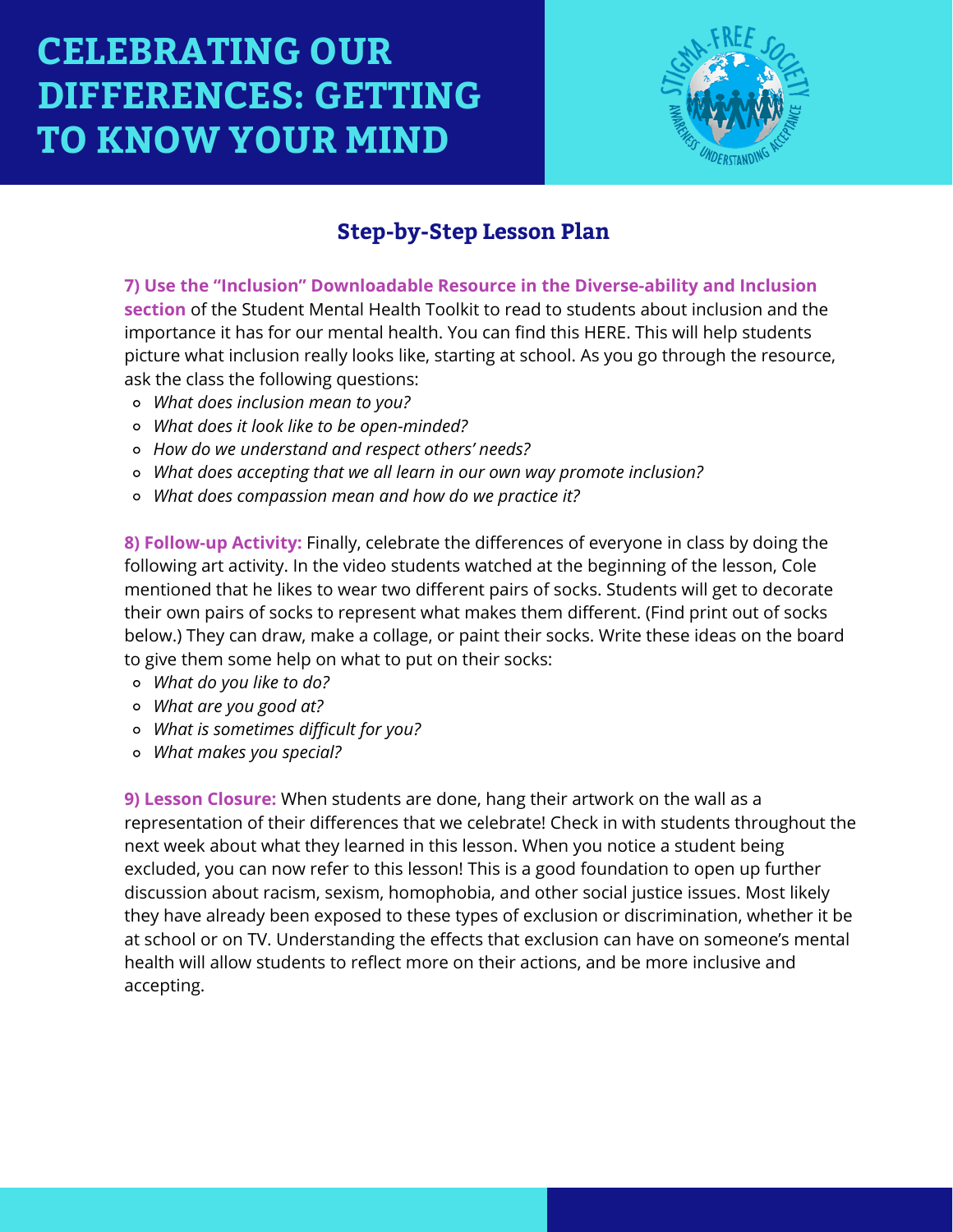# CELEBRATING OUR DIFFERENCES: GETTING TO KNOW YOUR MIND

## Step-by-Step Lesson Plan

**7) Use the "Inclusion" Downloadable Resource in the Diverse-ability and Inclusion section** of the Student Mental Health Toolkit to read to students about inclusion and the importance it has for our mental health. You can find this HERE. This will help students picture what inclusion really looks like, starting at school. As you go through the resource, ask the class the following questions:

- *What does inclusion mean to you?*
- *What does it look like to be open-minded?*
- *How do we understand and respect others' needs?*
- *What does accepting that we all learn in our own way promote inclusion?*
- *What does compassion mean and how do we practice it?*

**8) Follow-up Activity:** Finally, celebrate the differences of everyone in class by doing the following art activity. In the video students watched at the beginning of the lesson, Cole mentioned that he likes to wear two different pairs of socks. Students will get to decorate their own pairs of socks to represent what makes them different. (Find print out of socks below.) They can draw, make a collage, or paint their socks. Write these ideas on the board to give them some help on what to put on their socks:

- *What do you like to do?*
- *What are you good at?*
- *What is sometimes difficult for you?*
- *What makes you special?*

**9) Lesson Closure:** When students are done, hang their artwork on the wall as a representation of their differences that we celebrate! Check in with students throughout the next week about what they learned in this lesson. When you notice a student being excluded, you can now refer to this lesson! This is a good foundation to open up further discussion about racism, sexism, homophobia, and other social justice issues. Most likely they have already been exposed to these types of exclusion or discrimination, whether it be at school or on TV. Understanding the effects that exclusion can have on someone's mental health will allow students to reflect more on their actions, and be more inclusive and accepting.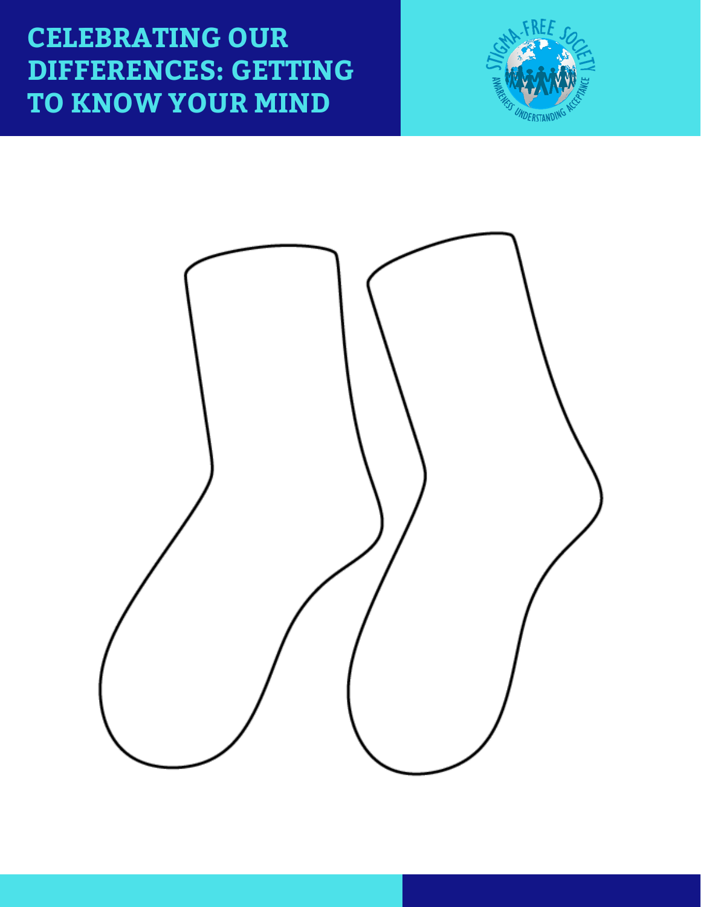# CELEBRATING OUR DIFFERENCES: GETTING TO KNOW YOUR MIND